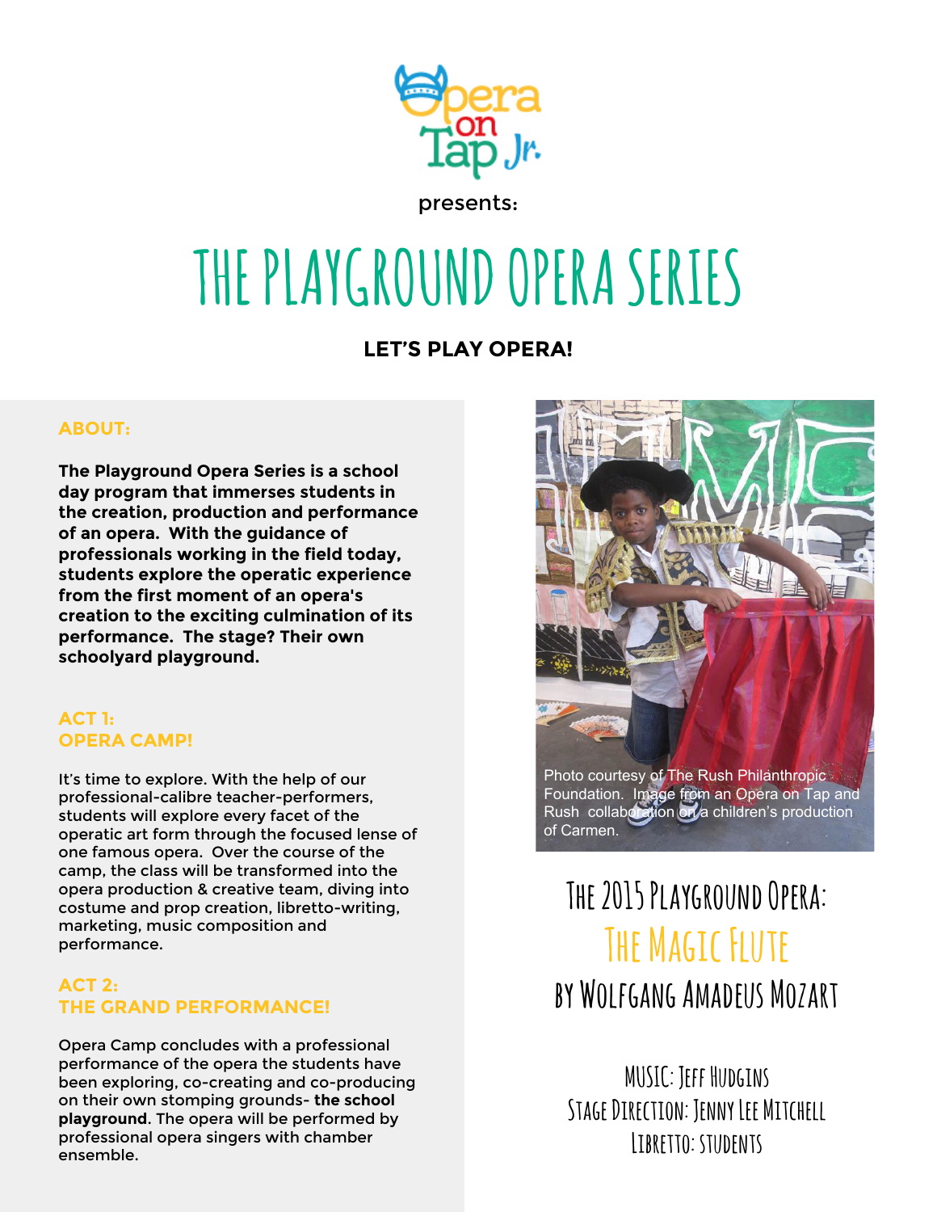Opera on Tap Jr.

presents:

# THE PLAYGROUND OPERA SERIES

**LET'S PLAY OPERA!**

## ABOUT:

**The Playground Opera Series is a school day program that immerses students in the creation, production and performance of an opera. With the guidance of professionals working in the field today, students explore the operatic experience from the first moment of an opera's creation to the exciting culmination of its performance. The stage? Their own schoolyard playground.**

## ACT 1: OPERA CAMP!

It's time to explore. With the help of our professional-calibre teacher-performers, students will explore every facet of the operatic art form through the focused lense of one famous opera. Over the course of the camp, the class will be transformed into the opera production & creative team, diving into costume and prop creation, libretto-writing, marketing, music composition and performance.

## ACT 2: THE GRAND PERFORMANCE!

Opera Camp concludes with a professional performance of the opera the students have been exploring, co-creating and co-producing on their own stomping grounds- **the school playground**. The opera will be performed by professional opera singers with chamber ensemble.

Photo courtesy of The Rush Philanthropic Foundation. Image from an Opera on Tap and Rush collaboration on a children's production of Carmen.

## THE 2015 PLAYGROUND OPERA: THE MAGIC FLUTE BY WOLFGANG AMADEUS MOZART

MUSIC: JEFF HUDGINS
STAGE DIRECTION: JENNY LEE MITCHELL
LIBRETTO: STUDENTS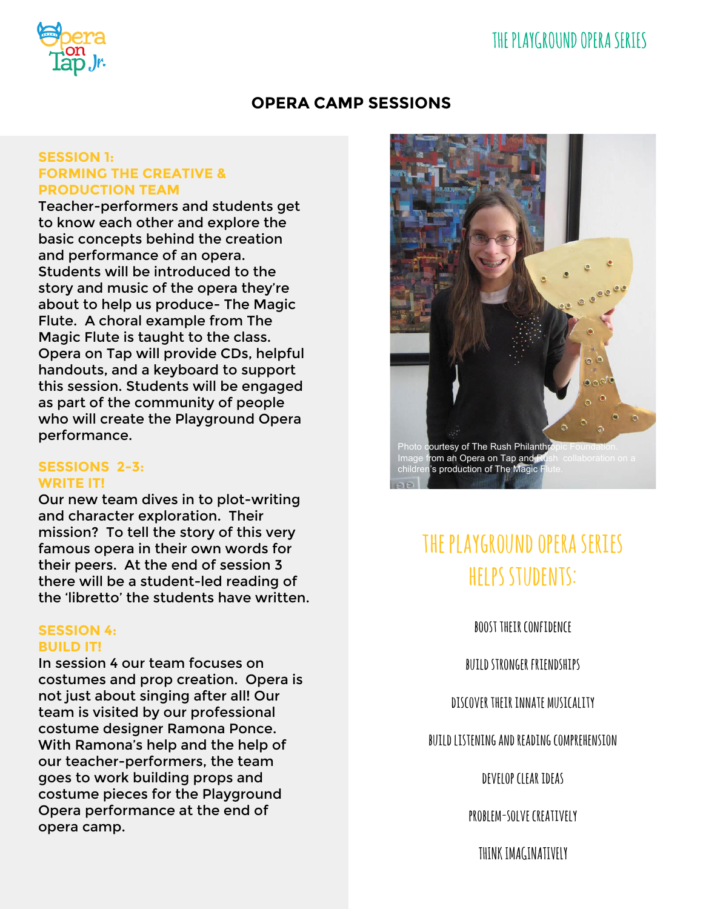# OPERA CAMP SESSIONS

### SESSION 1: FORMING THE CREATIVE & PRODUCTION TEAM

Teacher-performers and students get to know each other and explore the basic concepts behind the creation and performance of an opera. Students will be introduced to the story and music of the opera they're about to help us produce- The Magic Flute. A choral example from The Magic Flute is taught to the class. Opera on Tap will provide CDs, helpful handouts, and a keyboard to support this session. Students will be engaged as part of the community of people who will create the Playground Opera performance.

### SESSIONS 2-3: WRITE IT!

Our new team dives in to plot-writing and character exploration. Their mission? To tell the story of this very famous opera in their own words for their peers. At the end of session 3 there will be a student-led reading of the 'libretto' the students have written.

### SESSION 4: BUILD IT!

In session 4 our team focuses on costumes and prop creation. Opera is not just about singing after all! Our team is visited by our professional costume designer Ramona Ponce. With Ramona's help and the help of our teacher-performers, the team goes to work building props and costume pieces for the Playground Opera performance at the end of opera camp.

Photo courtesy of The Rush Philanthropic Foundation. Image from an Opera on Tap and Rush collaboration on a children's production of The Magic Flute.

## THE PLAYGROUND OPERA SERIES HELPS STUDENTS:

- BOOST THEIR CONFIDENCE
- BUILD STRONGER FRIENDSHIPS
- DISCOVER THEIR INNATE MUSICALITY
- BUILD LISTENING AND READING COMPREHENSION
- DEVELOP CLEAR IDEAS
- PROBLEM-SOLVE CREATIVELY
- THINK IMAGINATIVELY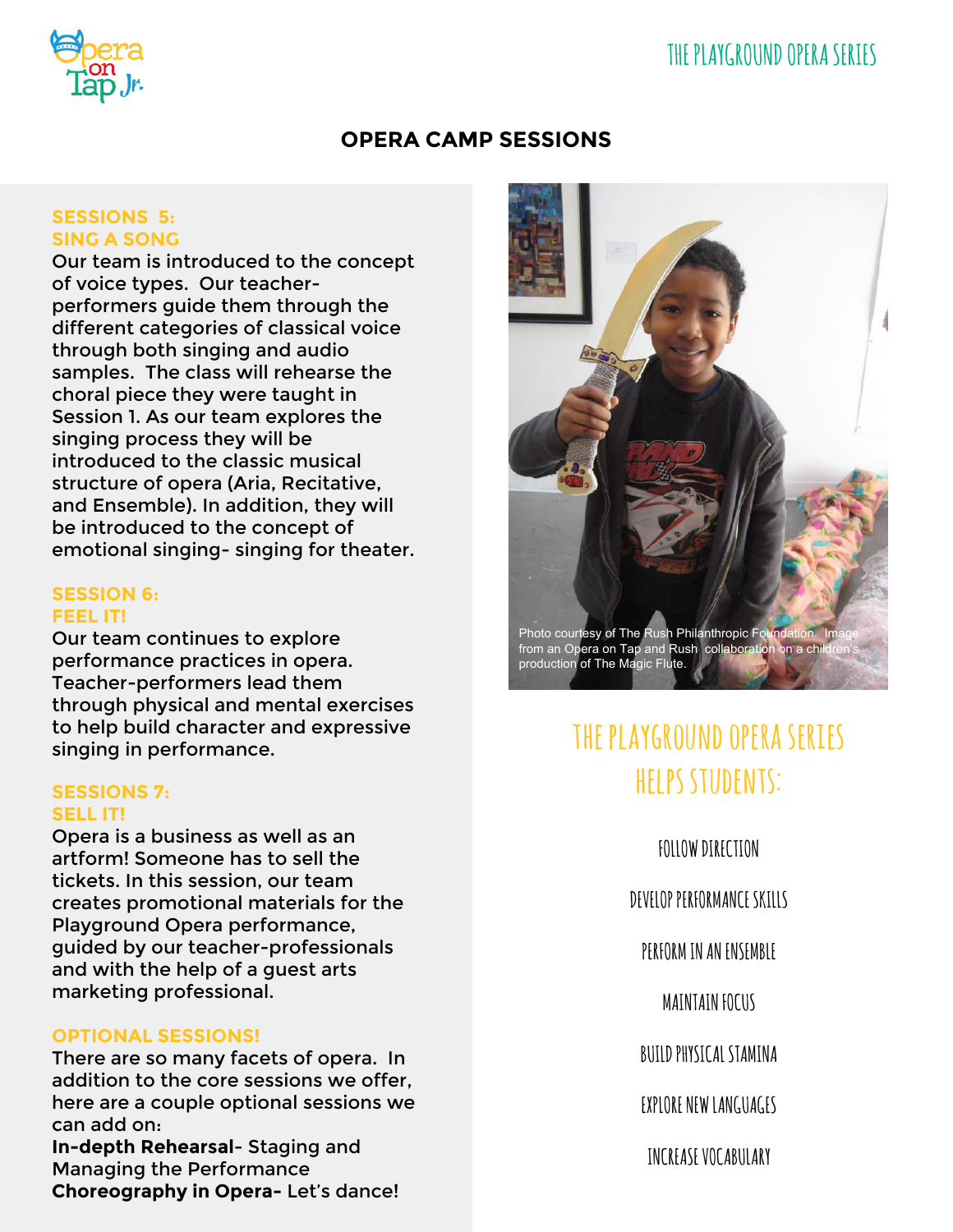## OPERA CAMP SESSIONS

### SESSIONS 5: SING A SONG

Our team is introduced to the concept of voice types. Our teacher-performers guide them through the different categories of classical voice through both singing and audio samples. The class will rehearse the choral piece they were taught in Session 1. As our team explores the singing process they will be introduced to the classic musical structure of opera (Aria, Recitative, and Ensemble). In addition, they will be introduced to the concept of emotional singing- singing for theater.

### SESSION 6: FEEL IT!

Our team continues to explore performance practices in opera. Teacher-performers lead them through physical and mental exercises to help build character and expressive singing in performance.

### SESSIONS 7: SELL IT!

Opera is a business as well as an artform! Someone has to sell the tickets. In this session, our team creates promotional materials for the Playground Opera performance, guided by our teacher-professionals and with the help of a guest arts marketing professional.

### OPTIONAL SESSIONS!

There are so many facets of opera. In addition to the core sessions we offer, here are a couple optional sessions we can add on:

**In-depth Rehearsal**- Staging and Managing the Performance

**Choreography in Opera-** Let's dance!

Photo courtesy of The Rush Philanthropic Foundation. Image from an Opera on Tap and Rush collaboration on a children's production of The Magic Flute.

## THE PLAYGROUND OPERA SERIES HELPS STUDENTS:

- FOLLOW DIRECTION
- DEVELOP PERFORMANCE SKILLS
- PERFORM IN AN ENSEMBLE
- MAINTAIN FOCUS
- BUILD PHYSICAL STAMINA
- EXPLORE NEW LANGUAGES
- INCREASE VOCABULARY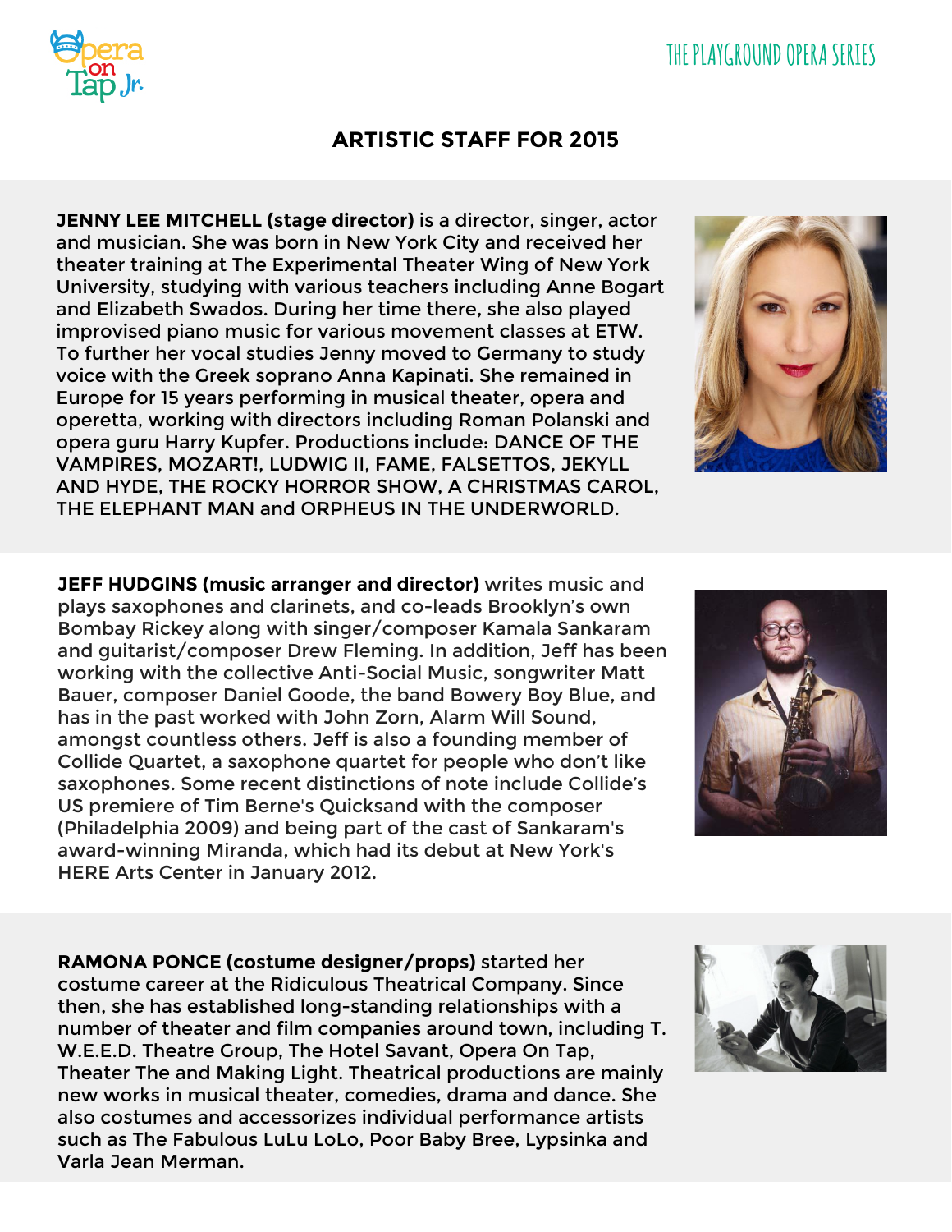## ARTISTIC STAFF FOR 2015

**JENNY LEE MITCHELL (stage director)** is a director, singer, actor and musician. She was born in New York City and received her theater training at The Experimental Theater Wing of New York University, studying with various teachers including Anne Bogart and Elizabeth Swados. During her time there, she also played improvised piano music for various movement classes at ETW. To further her vocal studies Jenny moved to Germany to study voice with the Greek soprano Anna Kapinati. She remained in Europe for 15 years performing in musical theater, opera and operetta, working with directors including Roman Polanski and opera guru Harry Kupfer. Productions include: DANCE OF THE VAMPIRES, MOZART!, LUDWIG II, FAME, FALSETTOS, JEKYLL AND HYDE, THE ROCKY HORROR SHOW, A CHRISTMAS CAROL, THE ELEPHANT MAN and ORPHEUS IN THE UNDERWORLD.

**JEFF HUDGINS (music arranger and director)** writes music and plays saxophones and clarinets, and co-leads Brooklyn's own Bombay Rickey along with singer/composer Kamala Sankaram and guitarist/composer Drew Fleming. In addition, Jeff has been working with the collective Anti-Social Music, songwriter Matt Bauer, composer Daniel Goode, the band Bowery Boy Blue, and has in the past worked with John Zorn, Alarm Will Sound, amongst countless others. Jeff is also a founding member of Collide Quartet, a saxophone quartet for people who don't like saxophones. Some recent distinctions of note include Collide's US premiere of Tim Berne's Quicksand with the composer (Philadelphia 2009) and being part of the cast of Sankaram's award-winning Miranda, which had its debut at New York's HERE Arts Center in January 2012.

**RAMONA PONCE (costume designer/props)** started her costume career at the Ridiculous Theatrical Company. Since then, she has established long-standing relationships with a number of theater and film companies around town, including T. W.E.E.D. Theatre Group, The Hotel Savant, Opera On Tap, Theater The and Making Light. Theatrical productions are mainly new works in musical theater, comedies, drama and dance. She also costumes and accessorizes individual performance artists such as The Fabulous LuLu LoLo, Poor Baby Bree, Lypsinka and Varla Jean Merman.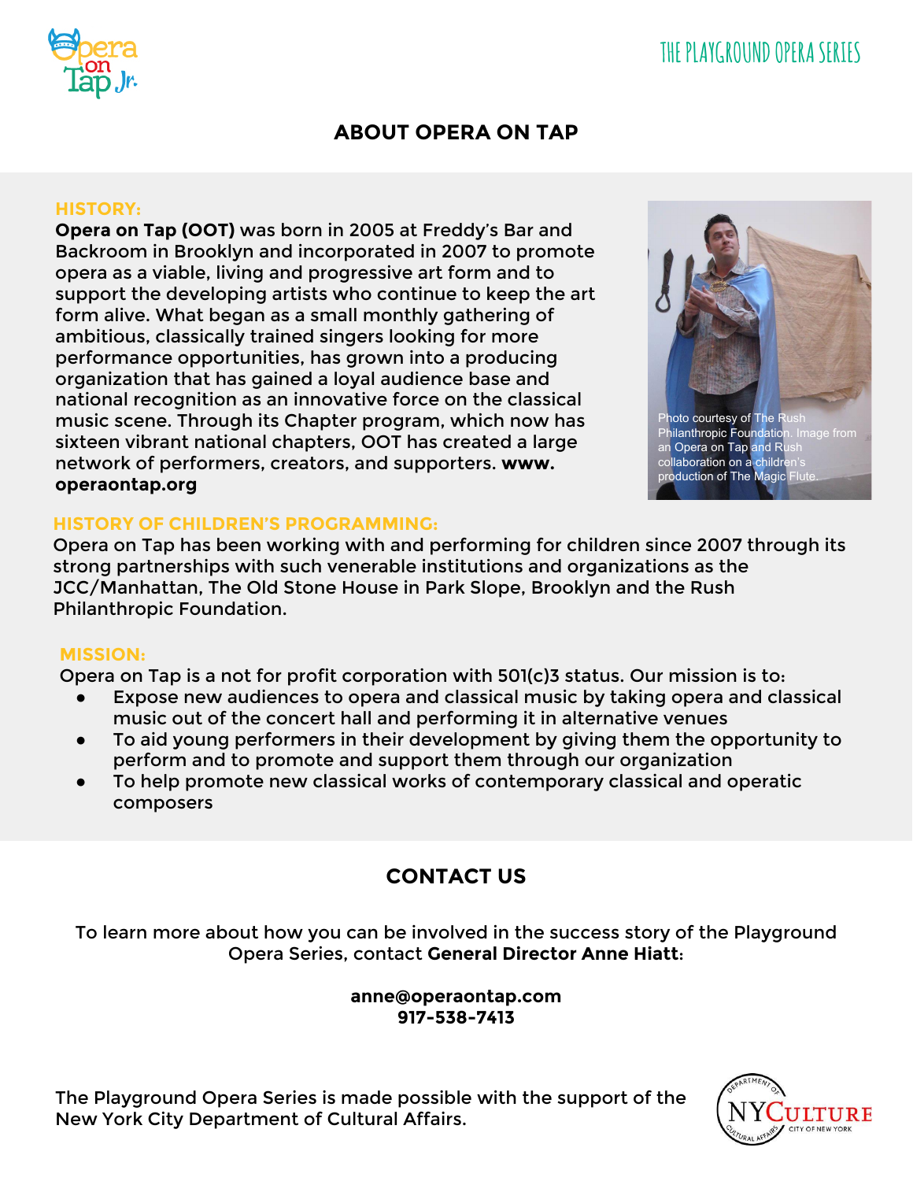THE PLAYGROUND OPERA SERIES

## ABOUT OPERA ON TAP

### HISTORY:

**Opera on Tap (OOT)** was born in 2005 at Freddy's Bar and Backroom in Brooklyn and incorporated in 2007 to promote opera as a viable, living and progressive art form and to support the developing artists who continue to keep the art form alive. What began as a small monthly gathering of ambitious, classically trained singers looking for more performance opportunities, has grown into a producing organization that has gained a loyal audience base and national recognition as an innovative force on the classical music scene. Through its Chapter program, which now has sixteen vibrant national chapters, OOT has created a large network of performers, creators, and supporters. **www.operaontap.org**

Photo courtesy of The Rush Philanthropic Foundation. Image from an Opera on Tap and Rush collaboration on a children's production of The Magic Flute.

### HISTORY OF CHILDREN'S PROGRAMMING:

Opera on Tap has been working with and performing for children since 2007 through its strong partnerships with such venerable institutions and organizations as the JCC/Manhattan, The Old Stone House in Park Slope, Brooklyn and the Rush Philanthropic Foundation.

### MISSION:

Opera on Tap is a not for profit corporation with 501(c)3 status. Our mission is to:

- Expose new audiences to opera and classical music by taking opera and classical music out of the concert hall and performing it in alternative venues
- To aid young performers in their development by giving them the opportunity to perform and to promote and support them through our organization
- To help promote new classical works of contemporary classical and operatic composers

## CONTACT US

To learn more about how you can be involved in the success story of the Playground Opera Series, contact **General Director Anne Hiatt**:

**anne@operaontap.com**
**917-538-7413**

The Playground Opera Series is made possible with the support of the New York City Department of Cultural Affairs.